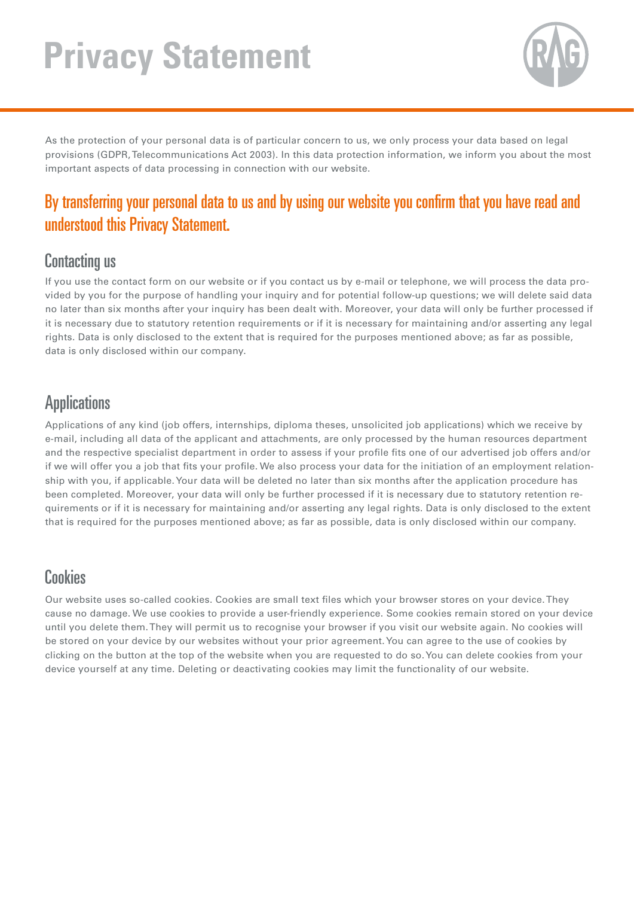# Privacy Statement

As the protection of your personal data is of particular concern to us, we only process your data based on legal provisions (GDPR, Telecommunications Act 2003). In this data protection information, we inform you about the most important aspects of data processing in connection with our website.

## By transferring your personal data to us and by using our website you confirm that you have read and understood this Privacy Statement.

## Contacting us

If you use the contact form on our website or if you contact us by e-mail or telephone, we will process the data provided by you for the purpose of handling your inquiry and for potential follow-up questions; we will delete said data no later than six months after your inquiry has been dealt with. Moreover, your data will only be further processed if it is necessary due to statutory retention requirements or if it is necessary for maintaining and/or asserting any legal rights. Data is only disclosed to the extent that is required for the purposes mentioned above; as far as possible, data is only disclosed within our company.

## Applications

Applications of any kind (job offers, internships, diploma theses, unsolicited job applications) which we receive by e-mail, including all data of the applicant and attachments, are only processed by the human resources department and the respective specialist department in order to assess if your profile fits one of our advertised job offers and/or if we will offer you a job that fits your profile. We also process your data for the initiation of an employment relationship with you, if applicable. Your data will be deleted no later than six months after the application procedure has been completed. Moreover, your data will only be further processed if it is necessary due to statutory retention requirements or if it is necessary for maintaining and/or asserting any legal rights. Data is only disclosed to the extent that is required for the purposes mentioned above; as far as possible, data is only disclosed within our company.

## Cookies

Our website uses so-called cookies. Cookies are small text files which your browser stores on your device. They cause no damage. We use cookies to provide a user-friendly experience. Some cookies remain stored on your device until you delete them. They will permit us to recognise your browser if you visit our website again. No cookies will be stored on your device by our websites without your prior agreement. You can agree to the use of cookies by clicking on the button at the top of the website when you are requested to do so. You can delete cookies from your device yourself at any time. Deleting or deactivating cookies may limit the functionality of our website.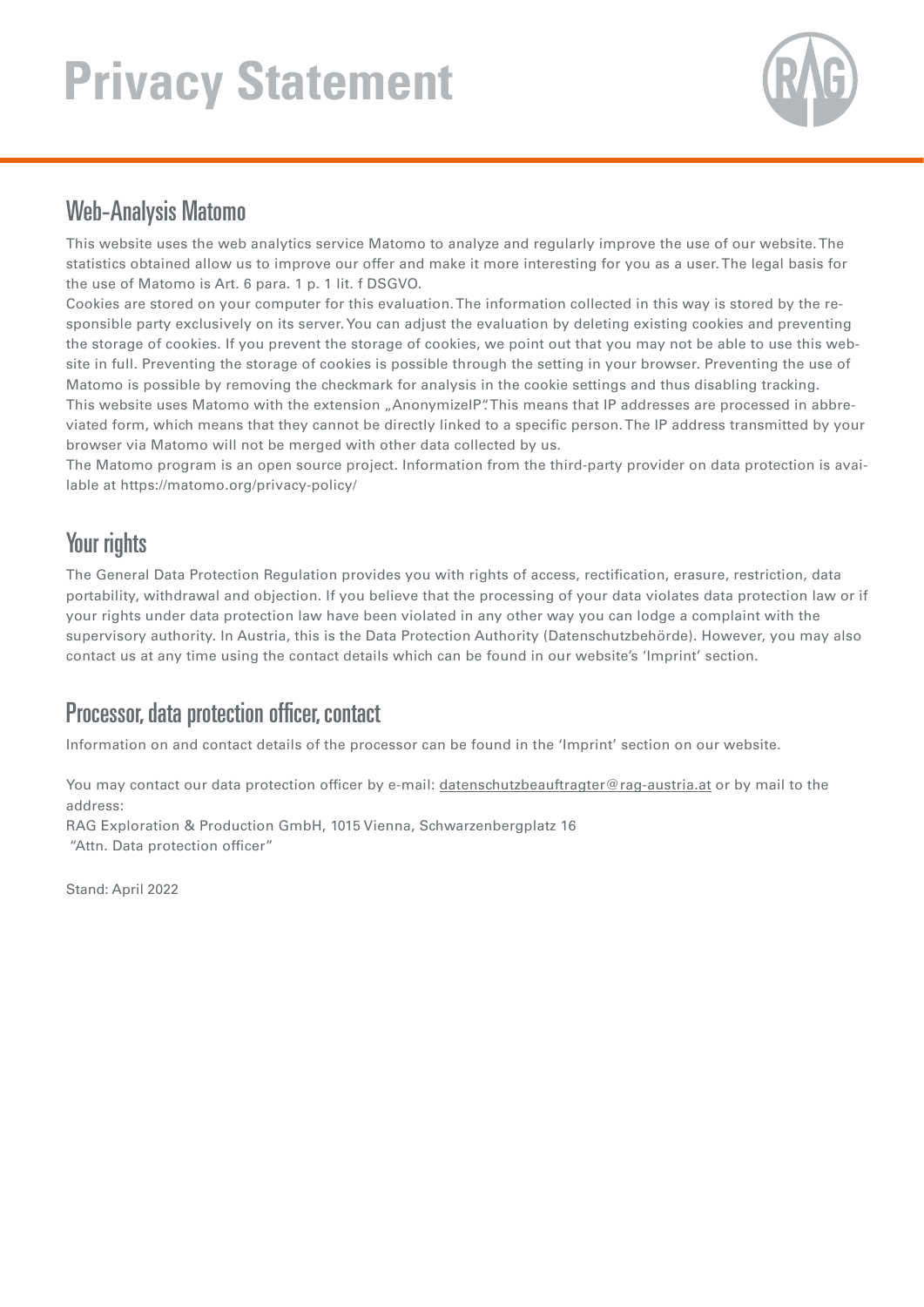# Privacy Statement

## Web-Analysis Matomo

This website uses the web analytics service Matomo to analyze and regularly improve the use of our website. The statistics obtained allow us to improve our offer and make it more interesting for you as a user. The legal basis for the use of Matomo is Art. 6 para. 1 p. 1 lit. f DSGVO.
Cookies are stored on your computer for this evaluation. The information collected in this way is stored by the responsible party exclusively on its server. You can adjust the evaluation by deleting existing cookies and preventing the storage of cookies. If you prevent the storage of cookies, we point out that you may not be able to use this website in full. Preventing the storage of cookies is possible through the setting in your browser. Preventing the use of Matomo is possible by removing the checkmark for analysis in the cookie settings and thus disabling tracking.
This website uses Matomo with the extension „AnonymizeIP". This means that IP addresses are processed in abbreviated form, which means that they cannot be directly linked to a specific person. The IP address transmitted by your browser via Matomo will not be merged with other data collected by us.
The Matomo program is an open source project. Information from the third-party provider on data protection is available at https://matomo.org/privacy-policy/

## Your rights

The General Data Protection Regulation provides you with rights of access, rectification, erasure, restriction, data portability, withdrawal and objection. If you believe that the processing of your data violates data protection law or if your rights under data protection law have been violated in any other way you can lodge a complaint with the supervisory authority. In Austria, this is the Data Protection Authority (Datenschutzbehörde). However, you may also contact us at any time using the contact details which can be found in our website's 'Imprint' section.

## Processor, data protection officer, contact

Information on and contact details of the processor can be found in the 'Imprint' section on our website.

You may contact our data protection officer by e-mail: datenschutzbeauftragter@rag-austria.at or by mail to the address:
RAG Exploration & Production GmbH, 1015 Vienna, Schwarzenbergplatz 16
"Attn. Data protection officer"

Stand: April 2022